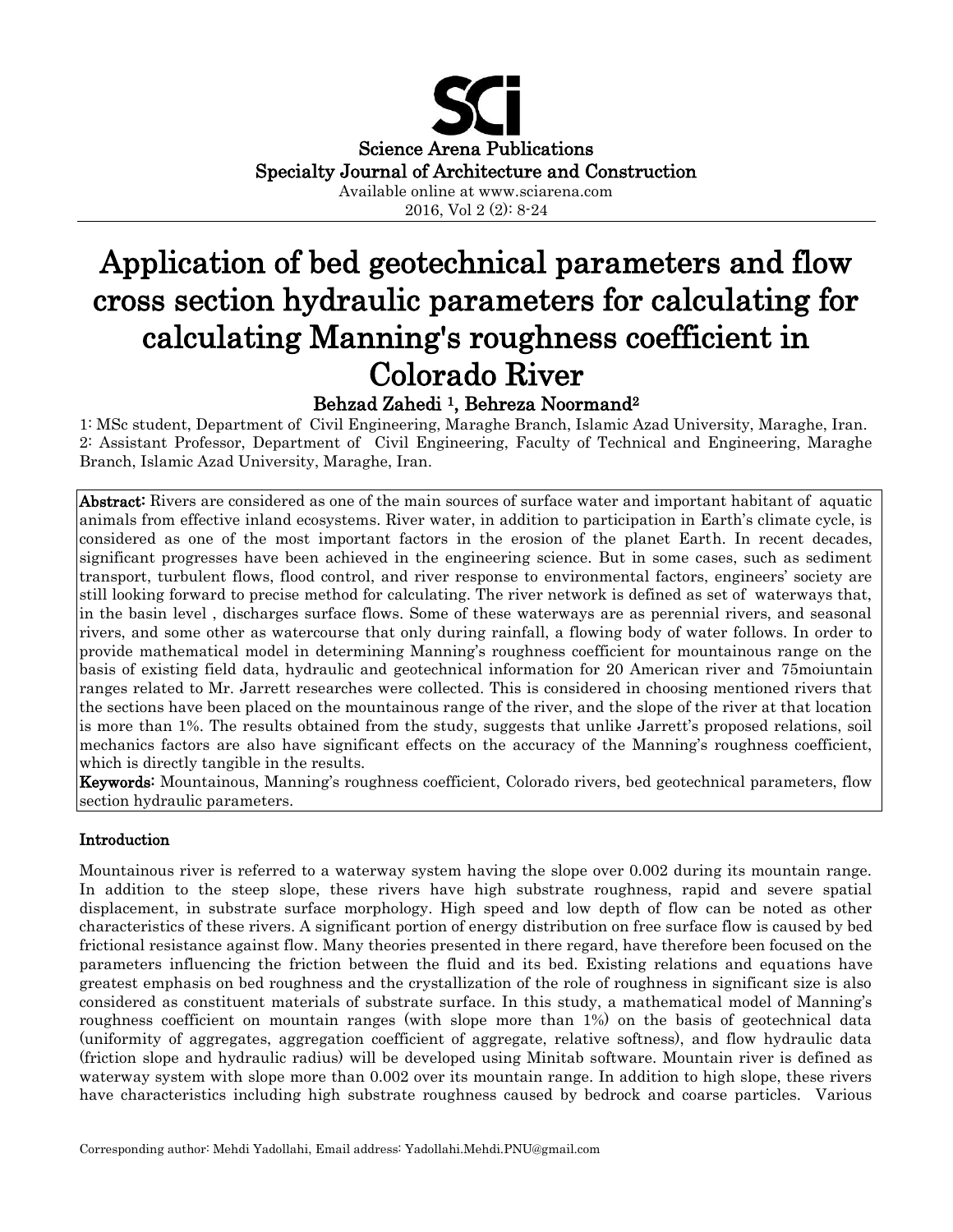Science Arena Publications
Specialty Journal of Architecture and Construction
Available online at www.sciarena.com
2016, Vol 2 (2): 8-24

# Application of bed geotechnical parameters and flow cross section hydraulic parameters for calculating for calculating Manning's roughness coefficient in Colorado River

**Behzad Zahedi [1], Behreza Noormand[2]**

1: MSc student, Department of Civil Engineering, Maraghe Branch, Islamic Azad University, Maraghe, Iran.
2: Assistant Professor, Department of Civil Engineering, Faculty of Technical and Engineering, Maraghe Branch, Islamic Azad University, Maraghe, Iran.

**Abstract:** Rivers are considered as one of the main sources of surface water and important habitant of aquatic animals from effective inland ecosystems. River water, in addition to participation in Earth's climate cycle, is considered as one of the most important factors in the erosion of the planet Earth. In recent decades, significant progresses have been achieved in the engineering science. But in some cases, such as sediment transport, turbulent flows, flood control, and river response to environmental factors, engineers' society are still looking forward to precise method for calculating. The river network is defined as set of waterways that, in the basin level , discharges surface flows. Some of these waterways are as perennial rivers, and seasonal rivers, and some other as watercourse that only during rainfall, a flowing body of water follows. In order to provide mathematical model in determining Manning's roughness coefficient for mountainous range on the basis of existing field data, hydraulic and geotechnical information for 20 American river and 75moiuntain ranges related to Mr. Jarrett researches were collected. This is considered in choosing mentioned rivers that the sections have been placed on the mountainous range of the river, and the slope of the river at that location is more than 1%. The results obtained from the study, suggests that unlike Jarrett's proposed relations, soil mechanics factors are also have significant effects on the accuracy of the Manning's roughness coefficient, which is directly tangible in the results.

**Keywords:** Mountainous, Manning's roughness coefficient, Colorado rivers, bed geotechnical parameters, flow section hydraulic parameters.

## Introduction

Mountainous river is referred to a waterway system having the slope over 0.002 during its mountain range. In addition to the steep slope, these rivers have high substrate roughness, rapid and severe spatial displacement, in substrate surface morphology. High speed and low depth of flow can be noted as other characteristics of these rivers. A significant portion of energy distribution on free surface flow is caused by bed frictional resistance against flow. Many theories presented in there regard, have therefore been focused on the parameters influencing the friction between the fluid and its bed. Existing relations and equations have greatest emphasis on bed roughness and the crystallization of the role of roughness in significant size is also considered as constituent materials of substrate surface. In this study, a mathematical model of Manning's roughness coefficient on mountain ranges (with slope more than 1%) on the basis of geotechnical data (uniformity of aggregates, aggregation coefficient of aggregate, relative softness), and flow hydraulic data (friction slope and hydraulic radius) will be developed using Minitab software. Mountain river is defined as waterway system with slope more than 0.002 over its mountain range. In addition to high slope, these rivers have characteristics including high substrate roughness caused by bedrock and coarse particles. Various

Corresponding author: Mehdi Yadollahi, Email address: Yadollahi.Mehdi.PNU@gmail.com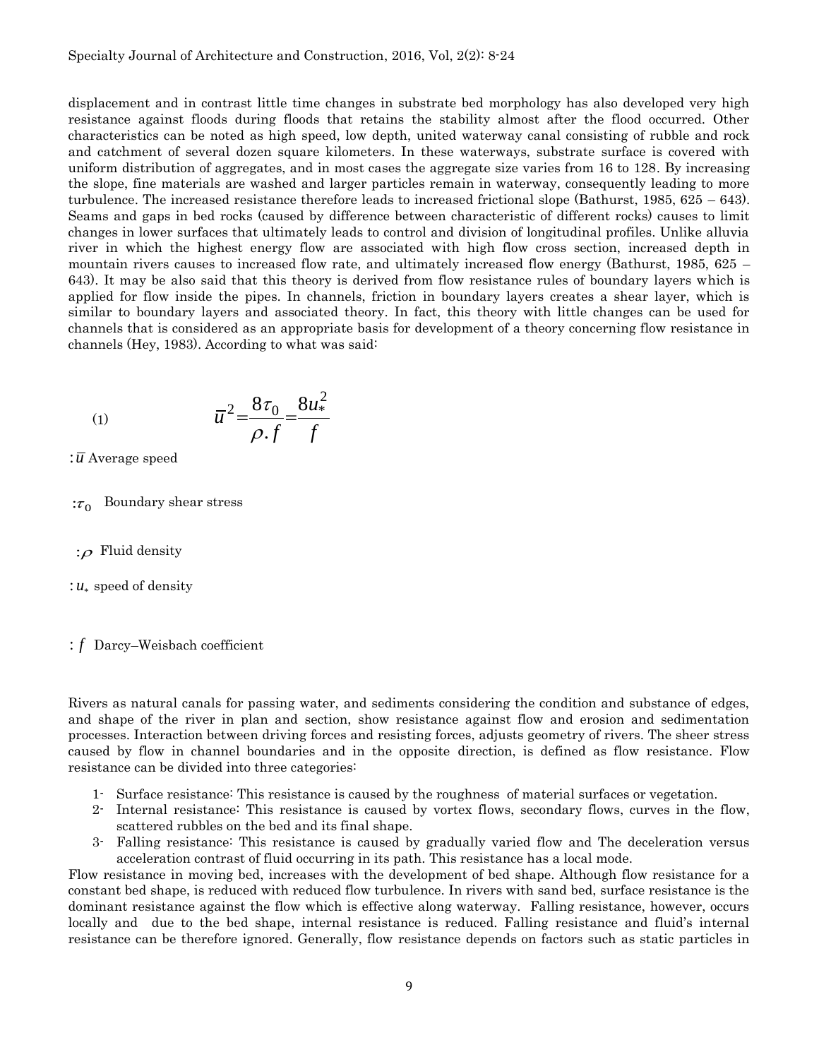displacement and in contrast little time changes in substrate bed morphology has also developed very high resistance against floods during floods that retains the stability almost after the flood occurred. Other characteristics can be noted as high speed, low depth, united waterway canal consisting of rubble and rock and catchment of several dozen square kilometers. In these waterways, substrate surface is covered with uniform distribution of aggregates, and in most cases the aggregate size varies from 16 to 128. By increasing the slope, fine materials are washed and larger particles remain in waterway, consequently leading to more turbulence. The increased resistance therefore leads to increased frictional slope (Bathurst, 1985, 625 – 643). Seams and gaps in bed rocks (caused by difference between characteristic of different rocks) causes to limit changes in lower surfaces that ultimately leads to control and division of longitudinal profiles. Unlike alluvia river in which the highest energy flow are associated with high flow cross section, increased depth in mountain rivers causes to increased flow rate, and ultimately increased flow energy (Bathurst, 1985, 625 – 643). It may be also said that this theory is derived from flow resistance rules of boundary layers which is applied for flow inside the pipes. In channels, friction in boundary layers creates a shear layer, which is similar to boundary layers and associated theory. In fact, this theory with little changes can be used for channels that is considered as an appropriate basis for development of a theory concerning flow resistance in channels (Hey, 1983). According to what was said:

$$\bar{u}^2 = \frac{8\tau_0}{\rho . f} = \frac{8u_*^2}{f} \tag{1}$$

: $\bar{u}$ Average speed

: $\tau_0$ Boundary shear stress

: $\rho$ Fluid density

: $u_*$ speed of density

: $f$ Darcy–Weisbach coefficient

Rivers as natural canals for passing water, and sediments considering the condition and substance of edges, and shape of the river in plan and section, show resistance against flow and erosion and sedimentation processes. Interaction between driving forces and resisting forces, adjusts geometry of rivers. The sheer stress caused by flow in channel boundaries and in the opposite direction, is defined as flow resistance. Flow resistance can be divided into three categories:

1- Surface resistance: This resistance is caused by the roughness of material surfaces or vegetation.
2- Internal resistance: This resistance is caused by vortex flows, secondary flows, curves in the flow, scattered rubbles on the bed and its final shape.
3- Falling resistance: This resistance is caused by gradually varied flow and The deceleration versus acceleration contrast of fluid occurring in its path. This resistance has a local mode.

Flow resistance in moving bed, increases with the development of bed shape. Although flow resistance for a constant bed shape, is reduced with reduced flow turbulence. In rivers with sand bed, surface resistance is the dominant resistance against the flow which is effective along waterway. Falling resistance, however, occurs locally and due to the bed shape, internal resistance is reduced. Falling resistance and fluid's internal resistance can be therefore ignored. Generally, flow resistance depends on factors such as static particles in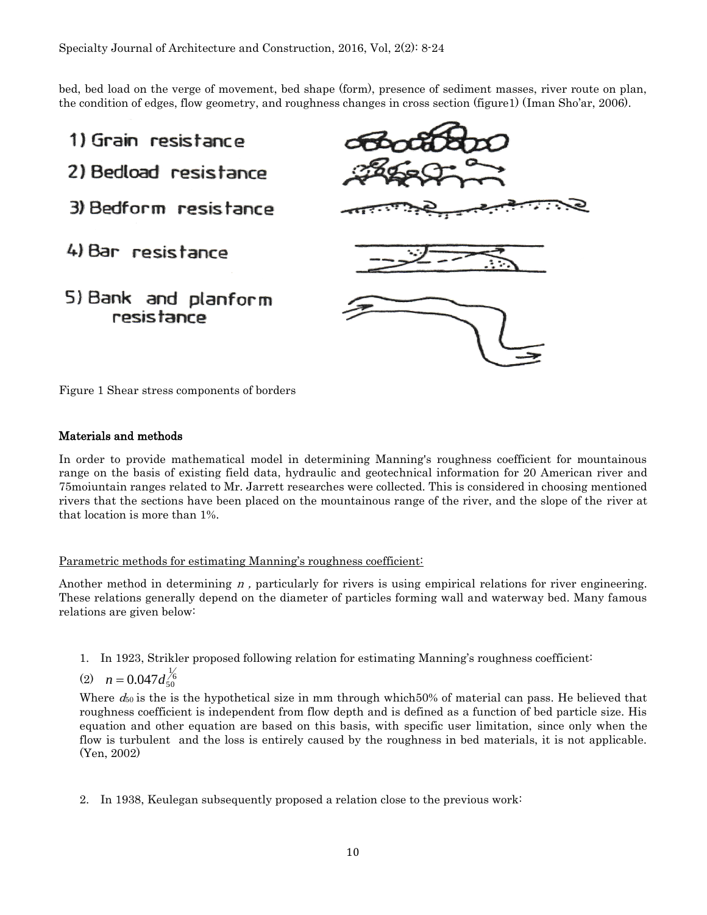bed, bed load on the verge of movement, bed shape (form), presence of sediment masses, river route on plan, the condition of edges, flow geometry, and roughness changes in cross section (figure1) (Iman Sho'ar, 2006).

1) Grain resistance

2) Bedload resistance

3) Bedform resistance

4) Bar resistance

5) Bank and planform resistance

Figure 1 Shear stress components of borders

## Materials and methods

In order to provide mathematical model in determining Manning's roughness coefficient for mountainous range on the basis of existing field data, hydraulic and geotechnical information for 20 American river and 75moiuntain ranges related to Mr. Jarrett researches were collected. This is considered in choosing mentioned rivers that the sections have been placed on the mountainous range of the river, and the slope of the river at that location is more than 1%.

### Parametric methods for estimating Manning's roughness coefficient:

Another method in determining $n$ , particularly for rivers is using empirical relations for river engineering. These relations generally depend on the diameter of particles forming wall and waterway bed. Many famous relations are given below:

1. In 1923, Strikler proposed following relation for estimating Manning's roughness coefficient:

   (2) $n = 0.047 d_{50}^{\frac{1}{6}}$

   Where $d_{50}$ is the is the hypothetical size in mm through which50% of material can pass. He believed that roughness coefficient is independent from flow depth and is defined as a function of bed particle size. His equation and other equation are based on this basis, with specific user limitation, since only when the flow is turbulent and the loss is entirely caused by the roughness in bed materials, it is not applicable. (Yen, 2002)

2. In 1938, Keulegan subsequently proposed a relation close to the previous work: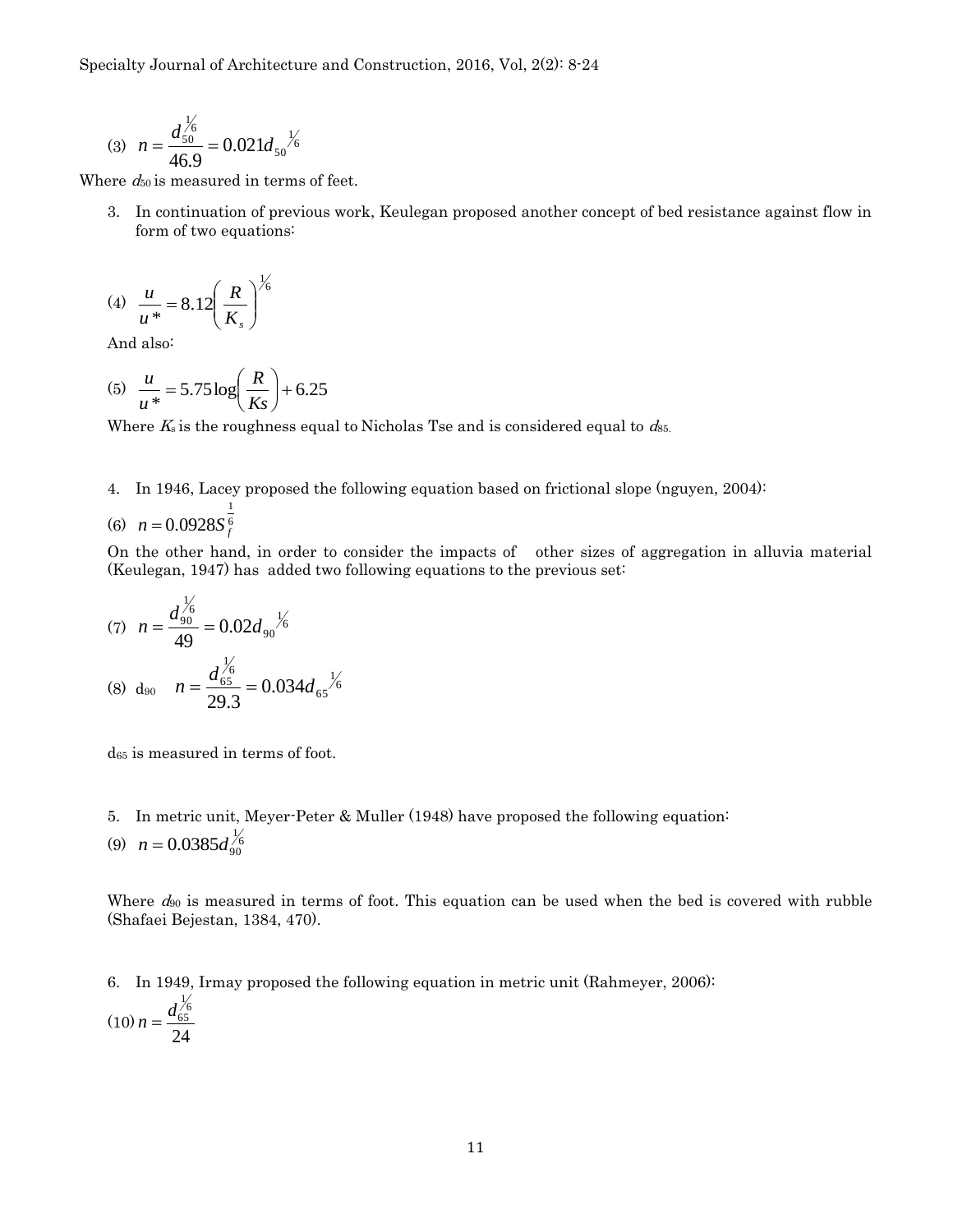(3) $n = \frac{d_{50}^{1/6}}{46.9} = 0.021 d_{50}^{1/6}$

Where $d_{50}$ is measured in terms of feet.

3. In continuation of previous work, Keulegan proposed another concept of bed resistance against flow in form of two equations:

(4) $\frac{u}{u*} = 8.12 \left( \frac{R}{K_s} \right)^{1/6}$

And also:

(5) $\frac{u}{u*} = 5.75 \log \left( \frac{R}{Ks} \right) + 6.25$

Where $K_s$ is the roughness equal to Nicholas Tse and is considered equal to $d_{85}$.

4. In 1946, Lacey proposed the following equation based on frictional slope (nguyen, 2004):

(6) $n = 0.0928 S_f^{\frac{1}{6}}$

On the other hand, in order to consider the impacts of other sizes of aggregation in alluvia material (Keulegan, 1947) has added two following equations to the previous set:

(7) $n = \frac{d_{90}^{1/6}}{49} = 0.02 d_{90}^{1/6}$

(8) $d_{90}$ $n = \frac{d_{65}^{1/6}}{29.3} = 0.034 d_{65}^{1/6}$

$d_{65}$ is measured in terms of foot.

5. In metric unit, Meyer-Peter & Muller (1948) have proposed the following equation:

(9) $n = 0.0385 d_{90}^{1/6}$

Where $d_{90}$ is measured in terms of foot. This equation can be used when the bed is covered with rubble (Shafaei Bejestan, 1384, 470).

6. In 1949, Irmay proposed the following equation in metric unit (Rahmeyer, 2006):

(10) $n = \frac{d_{65}^{1/6}}{24}$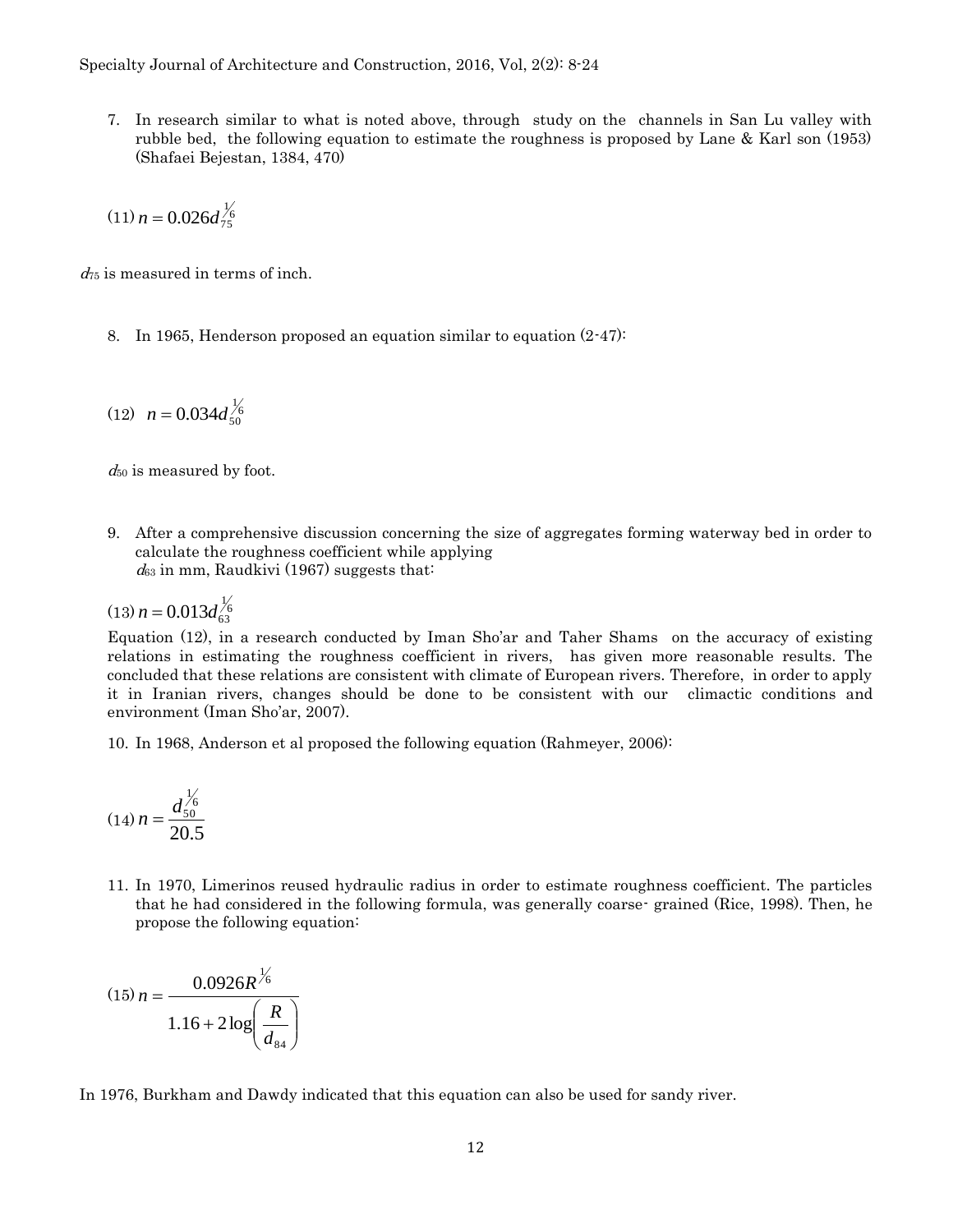7. In research similar to what is noted above, through study on the channels in San Lu valley with rubble bed, the following equation to estimate the roughness is proposed by Lane & Karl son (1953) (Shafaei Bejestan, 1384, 470)

$$(11)\ n = 0.026 d_{75}^{1/6}$$

$d_{75}$ is measured in terms of inch.

8. In 1965, Henderson proposed an equation similar to equation (2-47):

$$(12)\ n = 0.034 d_{50}^{1/6}$$

$d_{50}$ is measured by foot.

9. After a comprehensive discussion concerning the size of aggregates forming waterway bed in order to calculate the roughness coefficient while applying $d_{63}$ in mm, Raudkivi (1967) suggests that:

$$(13)\ n = 0.013 d_{63}^{1/6}$$

Equation (12), in a research conducted by Iman Sho'ar and Taher Shams on the accuracy of existing relations in estimating the roughness coefficient in rivers, has given more reasonable results. The concluded that these relations are consistent with climate of European rivers. Therefore, in order to apply it in Iranian rivers, changes should be done to be consistent with our climactic conditions and environment (Iman Sho'ar, 2007).

10. In 1968, Anderson et al proposed the following equation (Rahmeyer, 2006):

$$(14)\ n = \frac{d_{50}^{1/6}}{20.5}$$

11. In 1970, Limerinos reused hydraulic radius in order to estimate roughness coefficient. The particles that he had considered in the following formula, was generally coarse- grained (Rice, 1998). Then, he propose the following equation:

$$(15)\ n = \frac{0.0926 R^{1/6}}{1.16 + 2\log\left(\frac{R}{d_{84}}\right)}$$

In 1976, Burkham and Dawdy indicated that this equation can also be used for sandy river.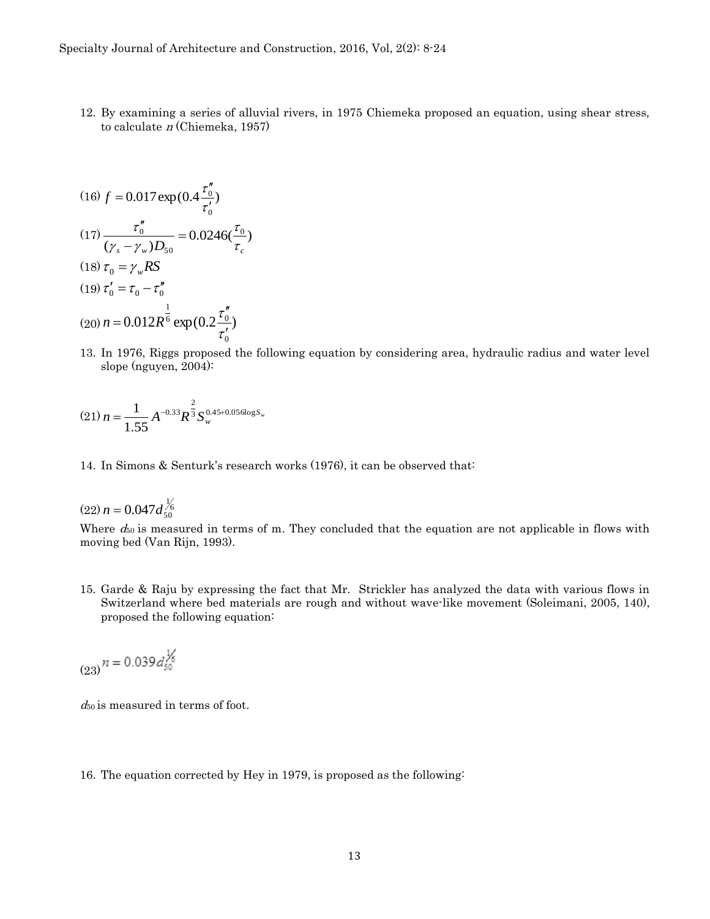12. By examining a series of alluvial rivers, in 1975 Chiemeka proposed an equation, using shear stress, to calculate $n$ (Chiemeka, 1957)

$$(16)\ f = 0.017\exp(0.4\frac{\tau_0''}{\tau_0'})$$

$$(17)\ \frac{\tau_0''}{(\gamma_s - \gamma_w)D_{50}} = 0.0246(\frac{\tau_0}{\tau_c})$$

$$(18)\ \tau_0 = \gamma_w RS$$

$$(19)\ \tau_0' = \tau_0 - \tau_0''$$

$$(20)\ n = 0.012R^{\frac{1}{6}}\exp(0.2\frac{\tau_0''}{\tau_0'})$$

13. In 1976, Riggs proposed the following equation by considering area, hydraulic radius and water level slope (nguyen, 2004):

$$(21)\ n = \frac{1}{1.55}A^{-0.33}R^{\frac{2}{3}}S_w^{0.45+0.056\log S_w}$$

14. In Simons & Senturk's research works (1976), it can be observed that:

$$(22)\ n = 0.047d_{50}^{1/6}$$

Where $d_{50}$ is measured in terms of m. They concluded that the equation are not applicable in flows with moving bed (Van Rijn, 1993).

15. Garde & Raju by expressing the fact that Mr. Strickler has analyzed the data with various flows in Switzerland where bed materials are rough and without wave-like movement (Soleimani, 2005, 140), proposed the following equation:

$$(23)\ n = 0.039d_{50}^{1/6}$$

$d_{50}$ is measured in terms of foot.

16. The equation corrected by Hey in 1979, is proposed as the following: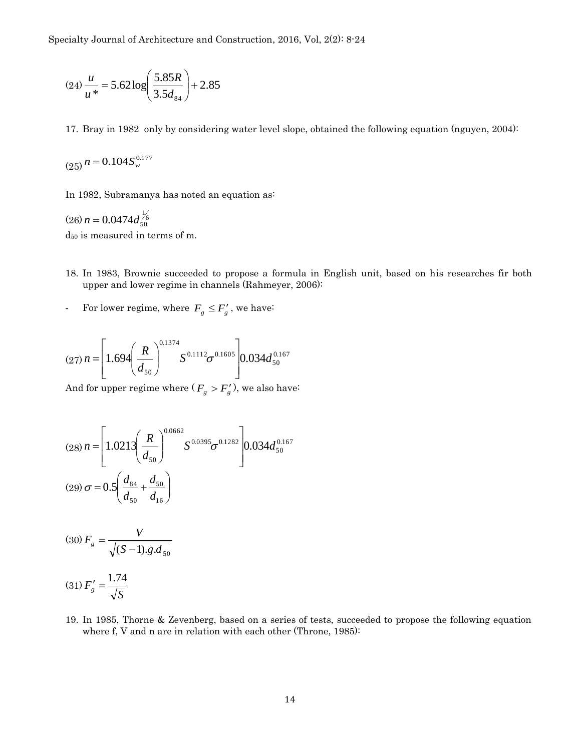$$(24)\ \frac{u}{u*} = 5.62\log\left(\frac{5.85R}{3.5d_{84}}\right) + 2.85$$

17. Bray in 1982 only by considering water level slope, obtained the following equation (nguyen, 2004):

$$(25)\ n = 0.104S_w^{0.177}$$

In 1982, Subramanya has noted an equation as:

$$(26)\ n = 0.0474d_{50}^{1/6}$$

$d_{50}$ is measured in terms of m.

18. In 1983, Brownie succeeded to propose a formula in English unit, based on his researches fir both upper and lower regime in channels (Rahmeyer, 2006):

- For lower regime, where $F_g \leq F_g'$, we have:

$$(27)\ n = \left[1.694\left(\frac{R}{d_{50}}\right)^{0.1374} S^{0.1112}\sigma^{0.1605}\right]0.034d_{50}^{0.167}$$

And for upper regime where ($F_g > F_g'$), we also have:

$$(28)\ n = \left[1.0213\left(\frac{R}{d_{50}}\right)^{0.0662} S^{0.0395}\sigma^{0.1282}\right]0.034d_{50}^{0.167}$$

$$(29)\ \sigma = 0.5\left(\frac{d_{84}}{d_{50}} + \frac{d_{50}}{d_{16}}\right)$$

$$(30)\ F_g = \frac{V}{\sqrt{(S-1).g.d_{50}}}$$

$$(31)\ F_g' = \frac{1.74}{\sqrt{S}}$$

19. In 1985, Thorne & Zevenberg, based on a series of tests, succeeded to propose the following equation where f, V and n are in relation with each other (Throne, 1985):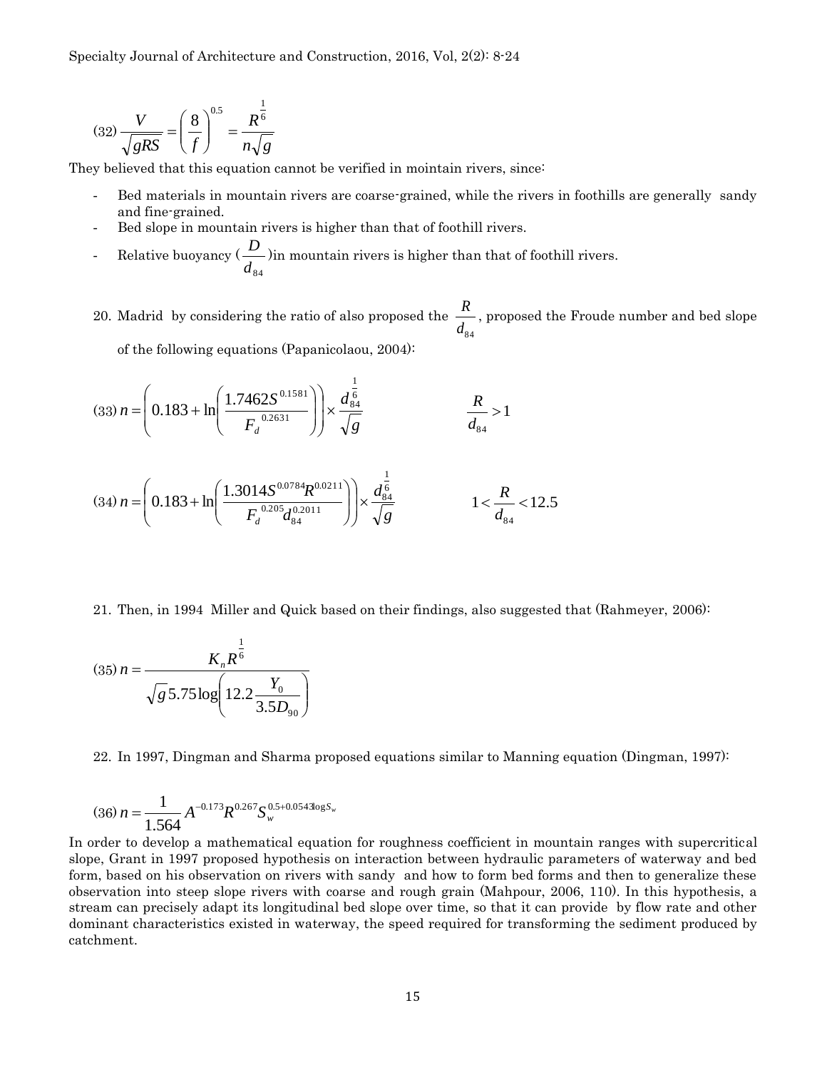$$(32)\ \frac{V}{\sqrt{gRS}} = \left(\frac{8}{f}\right)^{0.5} = \frac{R^{\frac{1}{6}}}{n\sqrt{g}}$$

They believed that this equation cannot be verified in mointain rivers, since:

- Bed materials in mountain rivers are coarse-grained, while the rivers in foothills are generally sandy and fine-grained.
- Bed slope in mountain rivers is higher than that of foothill rivers.
- Relative buoyancy ($\frac{D}{d_{84}}$)in mountain rivers is higher than that of foothill rivers.

20. Madrid by considering the ratio of also proposed the $\frac{R}{d_{84}}$, proposed the Froude number and bed slope of the following equations (Papanicolaou, 2004):

$$(33)\ n = \left(0.183 + \ln\left(\frac{1.7462 S^{0.1581}}{F_d^{\ 0.2631}}\right)\right) \times \frac{d_{84}^{\frac{1}{6}}}{\sqrt{g}} \qquad \frac{R}{d_{84}} > 1$$

$$(34)\ n = \left(0.183 + \ln\left(\frac{1.3014 S^{0.0784} R^{0.0211}}{F_d^{\ 0.205} d_{84}^{0.2011}}\right)\right) \times \frac{d_{84}^{\frac{1}{6}}}{\sqrt{g}} \qquad 1 < \frac{R}{d_{84}} < 12.5$$

21. Then, in 1994 Miller and Quick based on their findings, also suggested that (Rahmeyer, 2006):

$$(35)\ n = \frac{K_n R^{\frac{1}{6}}}{\sqrt{g}\, 5.75 \log\left(12.2 \frac{Y_0}{3.5 D_{90}}\right)}$$

22. In 1997, Dingman and Sharma proposed equations similar to Manning equation (Dingman, 1997):

$$(36)\ n = \frac{1}{1.564} A^{-0.173} R^{0.267} S_w^{0.5+0.0543 \log S_w}$$

In order to develop a mathematical equation for roughness coefficient in mountain ranges with supercritical slope, Grant in 1997 proposed hypothesis on interaction between hydraulic parameters of waterway and bed form, based on his observation on rivers with sandy and how to form bed forms and then to generalize these observation into steep slope rivers with coarse and rough grain (Mahpour, 2006, 110). In this hypothesis, a stream can precisely adapt its longitudinal bed slope over time, so that it can provide by flow rate and other dominant characteristics existed in waterway, the speed required for transforming the sediment produced by catchment.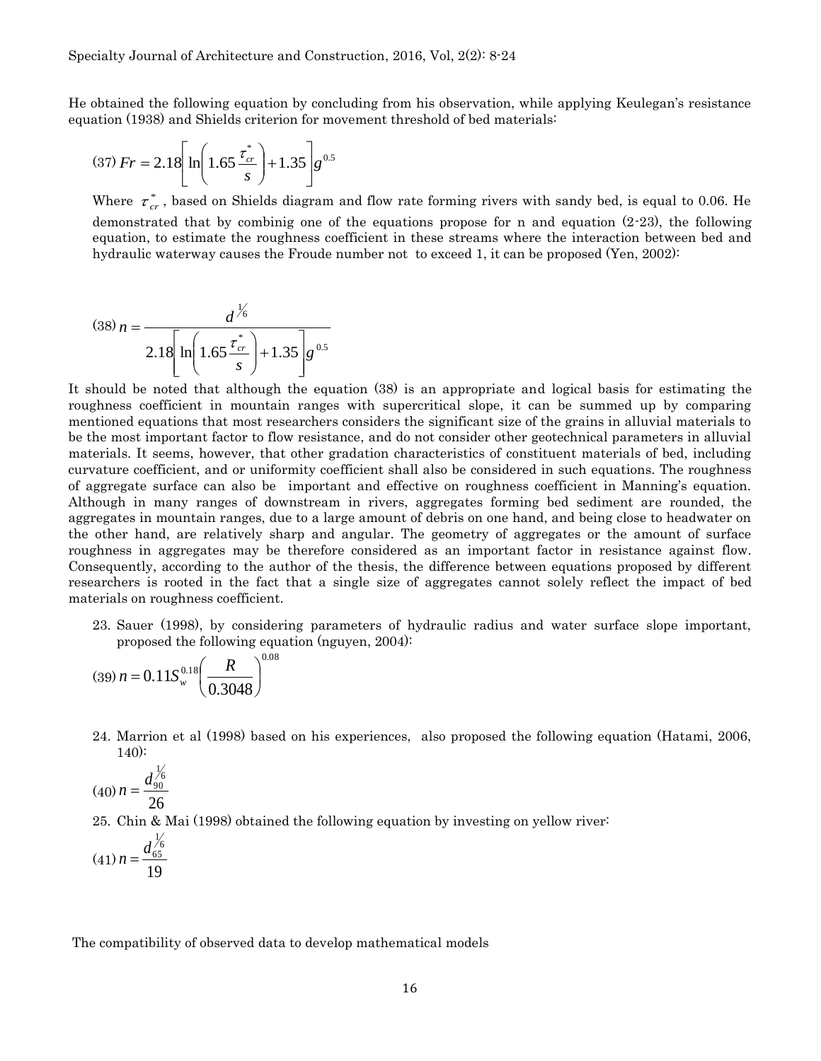He obtained the following equation by concluding from his observation, while applying Keulegan's resistance equation (1938) and Shields criterion for movement threshold of bed materials:

$$(37)\ Fr = 2.18\left[\ln\left(1.65\frac{\tau_{cr}^{*}}{s}\right)+1.35\right]g^{0.5}$$

Where $\tau_{cr}^{*}$, based on Shields diagram and flow rate forming rivers with sandy bed, is equal to 0.06. He demonstrated that by combinig one of the equations propose for n and equation (2-23), the following equation, to estimate the roughness coefficient in these streams where the interaction between bed and hydraulic waterway causes the Froude number not to exceed 1, it can be proposed (Yen, 2002):

$$(38)\ n = \frac{d^{1/6}}{2.18\left[\ln\left(1.65\frac{\tau_{cr}^{*}}{s}\right)+1.35\right]g^{0.5}}$$

It should be noted that although the equation (38) is an appropriate and logical basis for estimating the roughness coefficient in mountain ranges with supercritical slope, it can be summed up by comparing mentioned equations that most researchers considers the significant size of the grains in alluvial materials to be the most important factor to flow resistance, and do not consider other geotechnical parameters in alluvial materials. It seems, however, that other gradation characteristics of constituent materials of bed, including curvature coefficient, and or uniformity coefficient shall also be considered in such equations. The roughness of aggregate surface can also be important and effective on roughness coefficient in Manning's equation. Although in many ranges of downstream in rivers, aggregates forming bed sediment are rounded, the aggregates in mountain ranges, due to a large amount of debris on one hand, and being close to headwater on the other hand, are relatively sharp and angular. The geometry of aggregates or the amount of surface roughness in aggregates may be therefore considered as an important factor in resistance against flow. Consequently, according to the author of the thesis, the difference between equations proposed by different researchers is rooted in the fact that a single size of aggregates cannot solely reflect the impact of bed materials on roughness coefficient.

23. Sauer (1998), by considering parameters of hydraulic radius and water surface slope important, proposed the following equation (nguyen, 2004):

$$(39)\ n = 0.11S_w^{0.18}\left(\frac{R}{0.3048}\right)^{0.08}$$

24. Marrion et al (1998) based on his experiences, also proposed the following equation (Hatami, 2006, 140):

$$(40)\ n = \frac{d_{90}^{1/6}}{26}$$

25. Chin & Mai (1998) obtained the following equation by investing on yellow river:

$$(41)\ n = \frac{d_{65}^{1/6}}{19}$$

The compatibility of observed data to develop mathematical models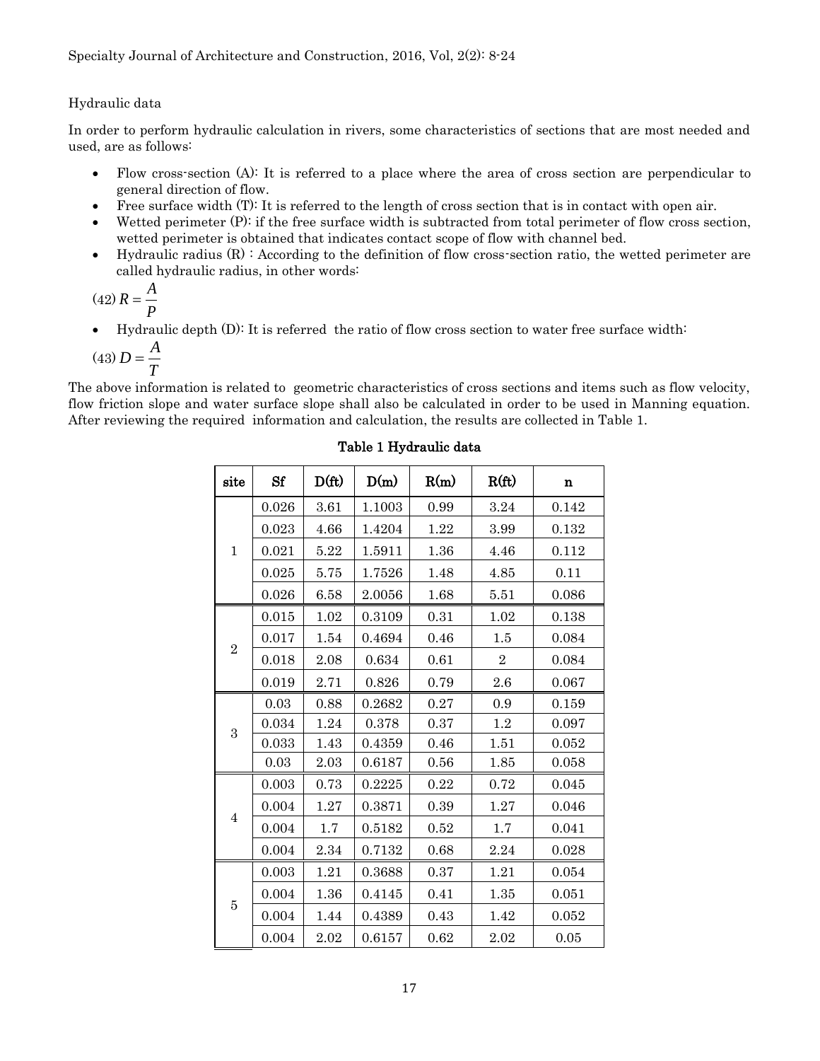Hydraulic data

In order to perform hydraulic calculation in rivers, some characteristics of sections that are most needed and used, are as follows:

- Flow cross-section (A): It is referred to a place where the area of cross section are perpendicular to general direction of flow.
- Free surface width (T): It is referred to the length of cross section that is in contact with open air.
- Wetted perimeter (P): if the free surface width is subtracted from total perimeter of flow cross section, wetted perimeter is obtained that indicates contact scope of flow with channel bed.
- Hydraulic radius (R) : According to the definition of flow cross-section ratio, the wetted perimeter are called hydraulic radius, in other words:

$$(42)\ R = \frac{A}{P}$$

- Hydraulic depth (D): It is referred the ratio of flow cross section to water free surface width:

$$(43)\ D = \frac{A}{T}$$

The above information is related to geometric characteristics of cross sections and items such as flow velocity, flow friction slope and water surface slope shall also be calculated in order to be used in Manning equation. After reviewing the required information and calculation, the results are collected in Table 1.

**Table 1 Hydraulic data**

| site | Sf | D(ft) | D(m) | R(m) | R(ft) | n |
|---|---|---|---|---|---|---|
| 1 | 0.026 | 3.61 | 1.1003 | 0.99 | 3.24 | 0.142 |
| | 0.023 | 4.66 | 1.4204 | 1.22 | 3.99 | 0.132 |
| | 0.021 | 5.22 | 1.5911 | 1.36 | 4.46 | 0.112 |
| | 0.025 | 5.75 | 1.7526 | 1.48 | 4.85 | 0.11 |
| | 0.026 | 6.58 | 2.0056 | 1.68 | 5.51 | 0.086 |
| 2 | 0.015 | 1.02 | 0.3109 | 0.31 | 1.02 | 0.138 |
| | 0.017 | 1.54 | 0.4694 | 0.46 | 1.5 | 0.084 |
| | 0.018 | 2.08 | 0.634 | 0.61 | 2 | 0.084 |
| | 0.019 | 2.71 | 0.826 | 0.79 | 2.6 | 0.067 |
| 3 | 0.03 | 0.88 | 0.2682 | 0.27 | 0.9 | 0.159 |
| | 0.034 | 1.24 | 0.378 | 0.37 | 1.2 | 0.097 |
| | 0.033 | 1.43 | 0.4359 | 0.46 | 1.51 | 0.052 |
| | 0.03 | 2.03 | 0.6187 | 0.56 | 1.85 | 0.058 |
| 4 | 0.003 | 0.73 | 0.2225 | 0.22 | 0.72 | 0.045 |
| | 0.004 | 1.27 | 0.3871 | 0.39 | 1.27 | 0.046 |
| | 0.004 | 1.7 | 0.5182 | 0.52 | 1.7 | 0.041 |
| | 0.004 | 2.34 | 0.7132 | 0.68 | 2.24 | 0.028 |
| 5 | 0.003 | 1.21 | 0.3688 | 0.37 | 1.21 | 0.054 |
| | 0.004 | 1.36 | 0.4145 | 0.41 | 1.35 | 0.051 |
| | 0.004 | 1.44 | 0.4389 | 0.43 | 1.42 | 0.052 |
| | 0.004 | 2.02 | 0.6157 | 0.62 | 2.02 | 0.05 |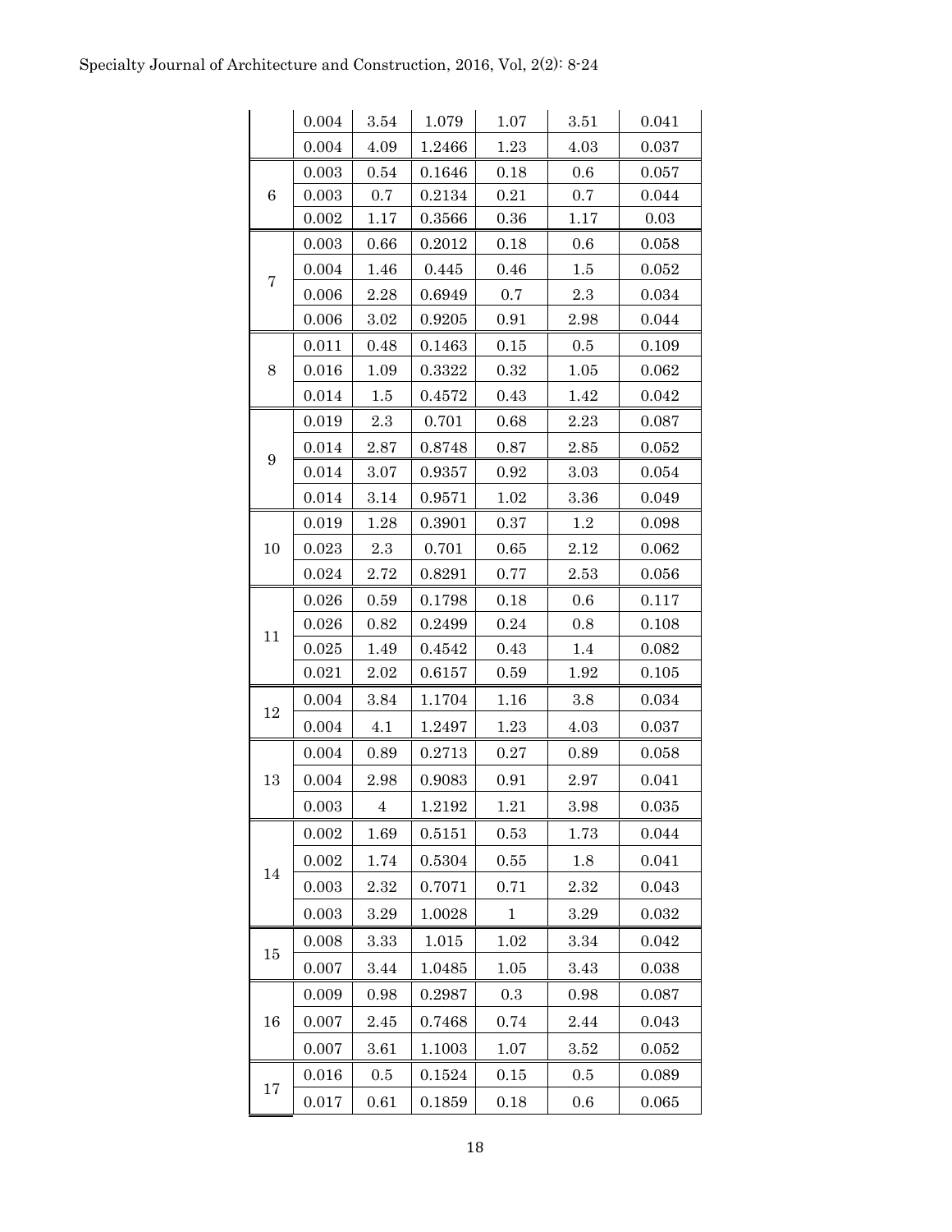|  |  |  |  |  |  |  |
|---|---|---|---|---|---|---|
|  | 0.004 | 3.54 | 1.079 | 1.07 | 3.51 | 0.041 |
|  | 0.004 | 4.09 | 1.2466 | 1.23 | 4.03 | 0.037 |
| 6 | 0.003 | 0.54 | 0.1646 | 0.18 | 0.6 | 0.057 |
|  | 0.003 | 0.7 | 0.2134 | 0.21 | 0.7 | 0.044 |
|  | 0.002 | 1.17 | 0.3566 | 0.36 | 1.17 | 0.03 |
| 7 | 0.003 | 0.66 | 0.2012 | 0.18 | 0.6 | 0.058 |
|  | 0.004 | 1.46 | 0.445 | 0.46 | 1.5 | 0.052 |
|  | 0.006 | 2.28 | 0.6949 | 0.7 | 2.3 | 0.034 |
|  | 0.006 | 3.02 | 0.9205 | 0.91 | 2.98 | 0.044 |
| 8 | 0.011 | 0.48 | 0.1463 | 0.15 | 0.5 | 0.109 |
|  | 0.016 | 1.09 | 0.3322 | 0.32 | 1.05 | 0.062 |
|  | 0.014 | 1.5 | 0.4572 | 0.43 | 1.42 | 0.042 |
| 9 | 0.019 | 2.3 | 0.701 | 0.68 | 2.23 | 0.087 |
|  | 0.014 | 2.87 | 0.8748 | 0.87 | 2.85 | 0.052 |
|  | 0.014 | 3.07 | 0.9357 | 0.92 | 3.03 | 0.054 |
|  | 0.014 | 3.14 | 0.9571 | 1.02 | 3.36 | 0.049 |
| 10 | 0.019 | 1.28 | 0.3901 | 0.37 | 1.2 | 0.098 |
|  | 0.023 | 2.3 | 0.701 | 0.65 | 2.12 | 0.062 |
|  | 0.024 | 2.72 | 0.8291 | 0.77 | 2.53 | 0.056 |
| 11 | 0.026 | 0.59 | 0.1798 | 0.18 | 0.6 | 0.117 |
|  | 0.026 | 0.82 | 0.2499 | 0.24 | 0.8 | 0.108 |
|  | 0.025 | 1.49 | 0.4542 | 0.43 | 1.4 | 0.082 |
|  | 0.021 | 2.02 | 0.6157 | 0.59 | 1.92 | 0.105 |
| 12 | 0.004 | 3.84 | 1.1704 | 1.16 | 3.8 | 0.034 |
|  | 0.004 | 4.1 | 1.2497 | 1.23 | 4.03 | 0.037 |
| 13 | 0.004 | 0.89 | 0.2713 | 0.27 | 0.89 | 0.058 |
|  | 0.004 | 2.98 | 0.9083 | 0.91 | 2.97 | 0.041 |
|  | 0.003 | 4 | 1.2192 | 1.21 | 3.98 | 0.035 |
| 14 | 0.002 | 1.69 | 0.5151 | 0.53 | 1.73 | 0.044 |
|  | 0.002 | 1.74 | 0.5304 | 0.55 | 1.8 | 0.041 |
|  | 0.003 | 2.32 | 0.7071 | 0.71 | 2.32 | 0.043 |
|  | 0.003 | 3.29 | 1.0028 | 1 | 3.29 | 0.032 |
| 15 | 0.008 | 3.33 | 1.015 | 1.02 | 3.34 | 0.042 |
|  | 0.007 | 3.44 | 1.0485 | 1.05 | 3.43 | 0.038 |
| 16 | 0.009 | 0.98 | 0.2987 | 0.3 | 0.98 | 0.087 |
|  | 0.007 | 2.45 | 0.7468 | 0.74 | 2.44 | 0.043 |
|  | 0.007 | 3.61 | 1.1003 | 1.07 | 3.52 | 0.052 |
| 17 | 0.016 | 0.5 | 0.1524 | 0.15 | 0.5 | 0.089 |
|  | 0.017 | 0.61 | 0.1859 | 0.18 | 0.6 | 0.065 |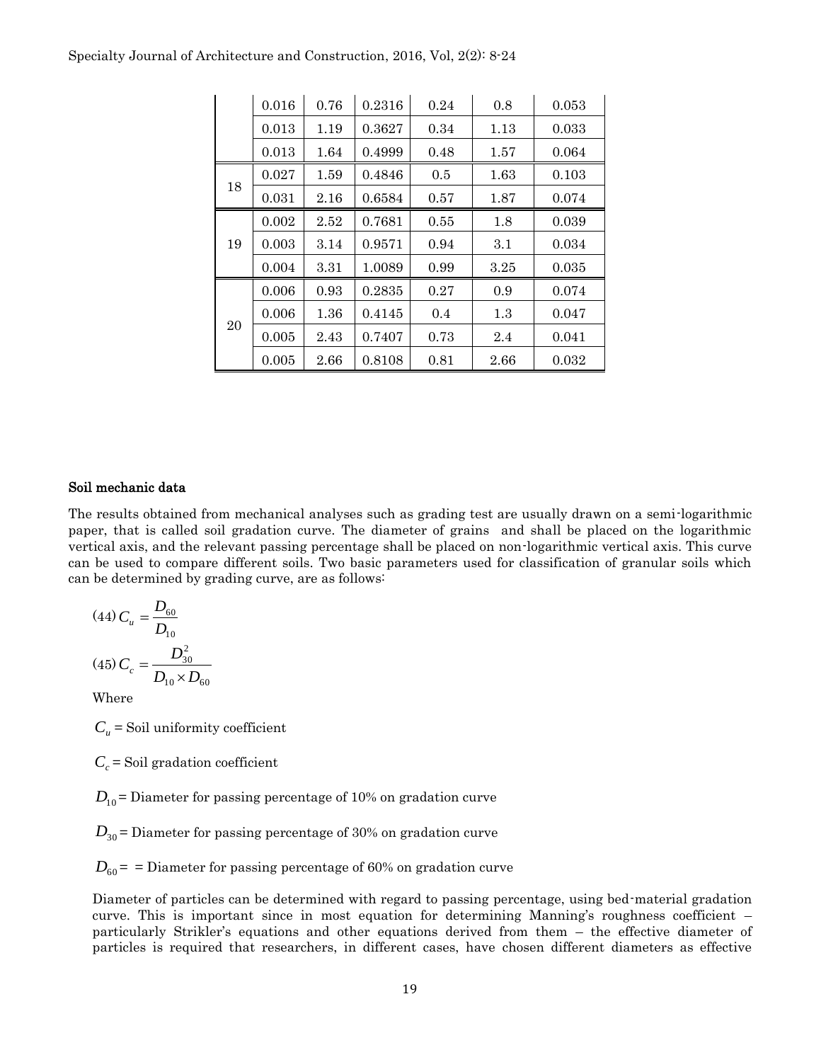|  |  |  |  |  |  |  |
|---|---|---|---|---|---|---|
|  | 0.016 | 0.76 | 0.2316 | 0.24 | 0.8 | 0.053 |
|  | 0.013 | 1.19 | 0.3627 | 0.34 | 1.13 | 0.033 |
|  | 0.013 | 1.64 | 0.4999 | 0.48 | 1.57 | 0.064 |
| 18 | 0.027 | 1.59 | 0.4846 | 0.5 | 1.63 | 0.103 |
|  | 0.031 | 2.16 | 0.6584 | 0.57 | 1.87 | 0.074 |
| 19 | 0.002 | 2.52 | 0.7681 | 0.55 | 1.8 | 0.039 |
|  | 0.003 | 3.14 | 0.9571 | 0.94 | 3.1 | 0.034 |
|  | 0.004 | 3.31 | 1.0089 | 0.99 | 3.25 | 0.035 |
| 20 | 0.006 | 0.93 | 0.2835 | 0.27 | 0.9 | 0.074 |
|  | 0.006 | 1.36 | 0.4145 | 0.4 | 1.3 | 0.047 |
|  | 0.005 | 2.43 | 0.7407 | 0.73 | 2.4 | 0.041 |
|  | 0.005 | 2.66 | 0.8108 | 0.81 | 2.66 | 0.032 |

**Soil mechanic data**

The results obtained from mechanical analyses such as grading test are usually drawn on a semi-logarithmic paper, that is called soil gradation curve. The diameter of grains and shall be placed on the logarithmic vertical axis, and the relevant passing percentage shall be placed on non-logarithmic vertical axis. This curve can be used to compare different soils. Two basic parameters used for classification of granular soils which can be determined by grading curve, are as follows:

$$(44)\ C_u = \frac{D_{60}}{D_{10}}$$

$$(45)\ C_c = \frac{D_{30}^2}{D_{10} \times D_{60}}$$

Where

$C_u$ = Soil uniformity coefficient

$C_c$ = Soil gradation coefficient

$D_{10}$ = Diameter for passing percentage of 10% on gradation curve

$D_{30}$ = Diameter for passing percentage of 30% on gradation curve

$D_{60}$ = = Diameter for passing percentage of 60% on gradation curve

Diameter of particles can be determined with regard to passing percentage, using bed-material gradation curve. This is important since in most equation for determining Manning's roughness coefficient – particularly Strikler's equations and other equations derived from them – the effective diameter of particles is required that researchers, in different cases, have chosen different diameters as effective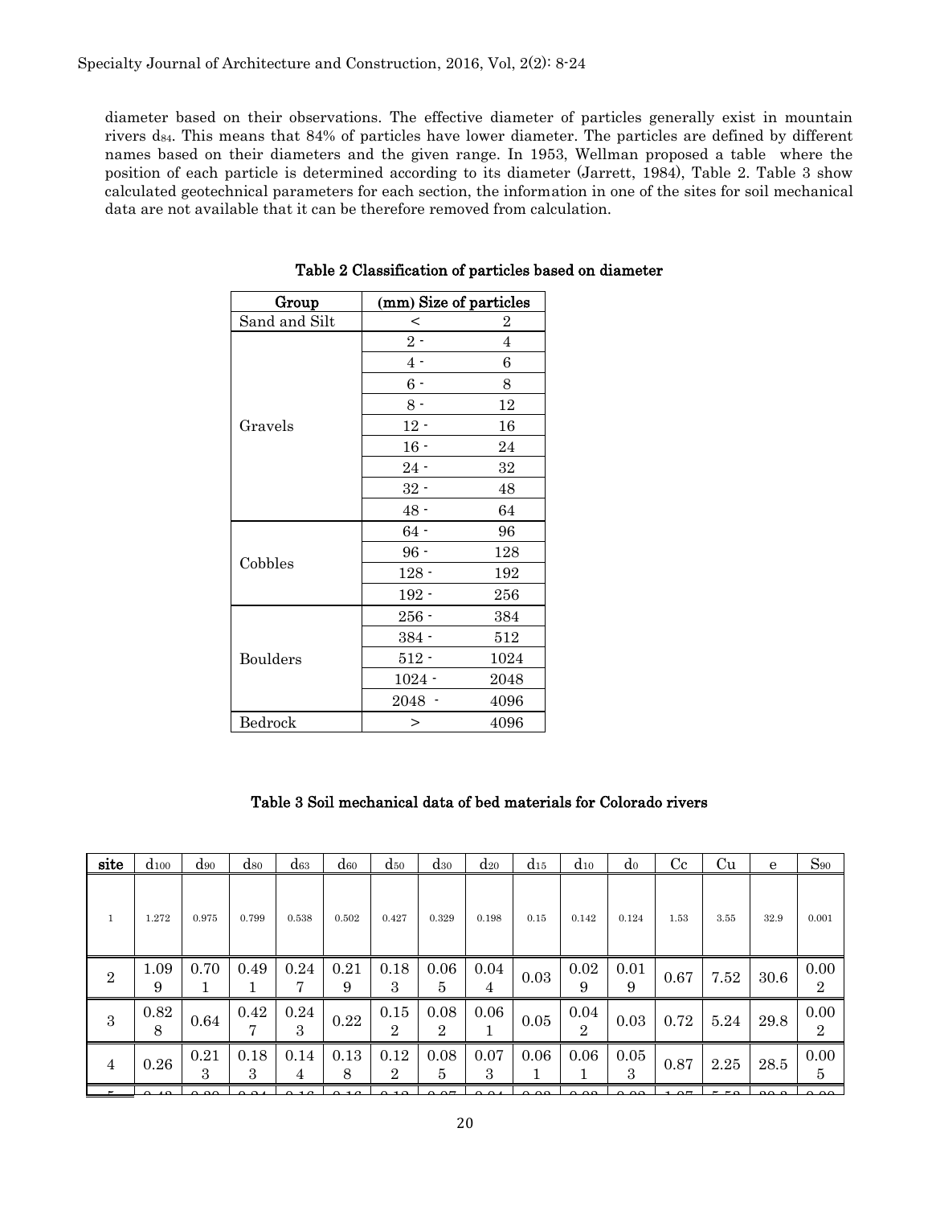diameter based on their observations. The effective diameter of particles generally exist in mountain rivers $d_{84}$. This means that 84% of particles have lower diameter. The particles are defined by different names based on their diameters and the given range. In 1953, Wellman proposed a table where the position of each particle is determined according to its diameter (Jarrett, 1984), Table 2. Table 3 show calculated geotechnical parameters for each section, the information in one of the sites for soil mechanical data are not available that it can be therefore removed from calculation.

**Table 2 Classification of particles based on diameter**

| Group | (mm) Size of particles | |
|---|---|---|
| Sand and Silt | < | 2 |
| Gravels | 2 - | 4 |
| | 4 - | 6 |
| | 6 - | 8 |
| | 8 - | 12 |
| | 12 - | 16 |
| | 16 - | 24 |
| | 24 - | 32 |
| | 32 - | 48 |
| | 48 - | 64 |
| Cobbles | 64 - | 96 |
| | 96 - | 128 |
| | 128 - | 192 |
| | 192 - | 256 |
| Boulders | 256 - | 384 |
| | 384 - | 512 |
| | 512 - | 1024 |
| | 1024 - | 2048 |
| | 2048 - | 4096 |
| Bedrock | > | 4096 |

**Table 3 Soil mechanical data of bed materials for Colorado rivers**

| site | $d_{100}$ | $d_{90}$ | $d_{80}$ | $d_{63}$ | $d_{60}$ | $d_{50}$ | $d_{30}$ | $d_{20}$ | $d_{15}$ | $d_{10}$ | $d_0$ | Cc | Cu | e | $S_{90}$ |
|---|---|---|---|---|---|---|---|---|---|---|---|---|---|---|---|
| 1 | 1.272 | 0.975 | 0.799 | 0.538 | 0.502 | 0.427 | 0.329 | 0.198 | 0.15 | 0.142 | 0.124 | 1.53 | 3.55 | 32.9 | 0.001 |
| 2 | 1.099 | 0.701 | 0.491 | 0.247 | 0.219 | 0.183 | 0.065 | 0.044 | 0.03 | 0.029 | 0.019 | 0.67 | 7.52 | 30.6 | 0.002 |
| 3 | 0.828 | 0.64 | 0.427 | 0.243 | 0.22 | 0.152 | 0.082 | 0.061 | 0.05 | 0.042 | 0.03 | 0.72 | 5.24 | 29.8 | 0.002 |
| 4 | 0.26 | 0.213 | 0.183 | 0.144 | 0.138 | 0.122 | 0.085 | 0.073 | 0.061 | 0.061 | 0.053 | 0.87 | 2.25 | 28.5 | 0.005 |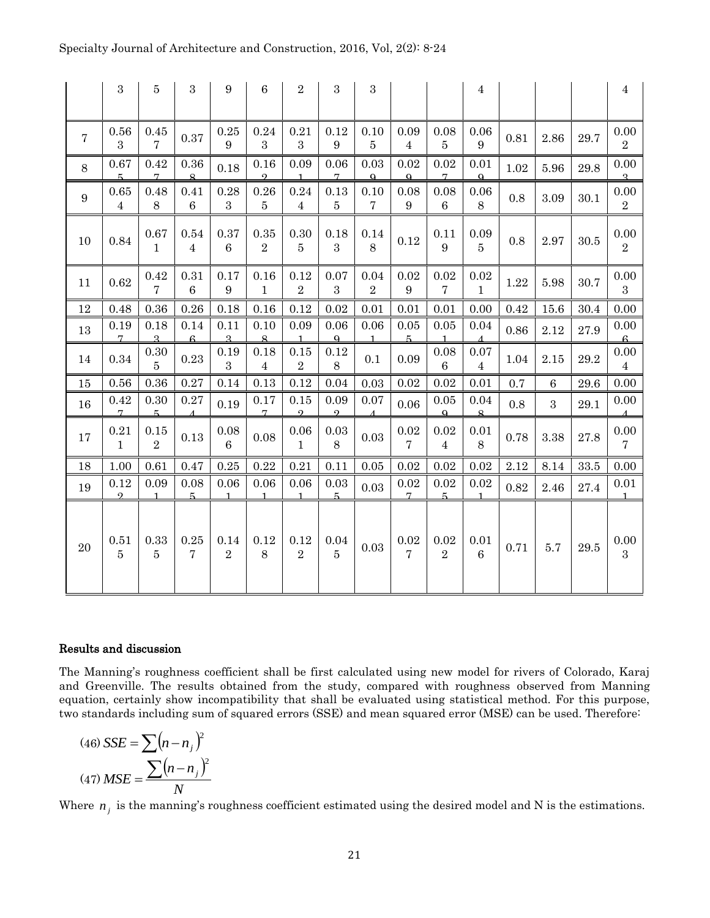| | | | | | | | | | | | | | | | |
|---|---|---|---|---|---|---|---|---|---|---|---|---|---|---|---|
| | 3 | 5 | 3 | 9 | 6 | 2 | 3 | 3 | | | 4 | | | | 4 |
| 7 | 0.563 | 0.457 | 0.37 | 0.259 | 0.243 | 0.213 | 0.129 | 0.105 | 0.094 | 0.085 | 0.069 | 0.81 | 2.86 | 29.7 | 0.002 |
| 8 | 0.675 | 0.427 | 0.368 | 0.18 | 0.162 | 0.091 | 0.067 | 0.039 | 0.029 | 0.027 | 0.019 | 1.02 | 5.96 | 29.8 | 0.003 |
| 9 | 0.654 | 0.488 | 0.416 | 0.283 | 0.265 | 0.244 | 0.135 | 0.107 | 0.089 | 0.086 | 0.068 | 0.8 | 3.09 | 30.1 | 0.002 |
| 10 | 0.84 | 0.671 | 0.544 | 0.376 | 0.352 | 0.305 | 0.183 | 0.148 | 0.12 | 0.119 | 0.095 | 0.8 | 2.97 | 30.5 | 0.002 |
| 11 | 0.62 | 0.427 | 0.316 | 0.179 | 0.161 | 0.122 | 0.073 | 0.042 | 0.029 | 0.027 | 0.021 | 1.22 | 5.98 | 30.7 | 0.003 |
| 12 | 0.48 | 0.36 | 0.26 | 0.18 | 0.16 | 0.12 | 0.02 | 0.01 | 0.01 | 0.01 | 0.00 | 0.42 | 15.6 | 30.4 | 0.00 |
| 13 | 0.197 | 0.183 | 0.146 | 0.113 | 0.108 | 0.091 | 0.069 | 0.061 | 0.055 | 0.051 | 0.044 | 0.86 | 2.12 | 27.9 | 0.006 |
| 14 | 0.34 | 0.305 | 0.23 | 0.193 | 0.184 | 0.152 | 0.128 | 0.1 | 0.09 | 0.086 | 0.074 | 1.04 | 2.15 | 29.2 | 0.004 |
| 15 | 0.56 | 0.36 | 0.27 | 0.14 | 0.13 | 0.12 | 0.04 | 0.03 | 0.02 | 0.02 | 0.01 | 0.7 | 6 | 29.6 | 0.00 |
| 16 | 0.427 | 0.305 | 0.274 | 0.19 | 0.177 | 0.152 | 0.092 | 0.074 | 0.06 | 0.059 | 0.048 | 0.8 | 3 | 29.1 | 0.004 |
| 17 | 0.211 | 0.152 | 0.13 | 0.086 | 0.08 | 0.061 | 0.038 | 0.03 | 0.027 | 0.024 | 0.018 | 0.78 | 3.38 | 27.8 | 0.007 |
| 18 | 1.00 | 0.61 | 0.47 | 0.25 | 0.22 | 0.21 | 0.11 | 0.05 | 0.02 | 0.02 | 0.02 | 2.12 | 8.14 | 33.5 | 0.00 |
| 19 | 0.122 | 0.091 | 0.085 | 0.061 | 0.061 | 0.061 | 0.035 | 0.03 | 0.027 | 0.025 | 0.021 | 0.82 | 2.46 | 27.4 | 0.011 |
| 20 | 0.515 | 0.335 | 0.257 | 0.142 | 0.128 | 0.122 | 0.045 | 0.03 | 0.027 | 0.022 | 0.016 | 0.71 | 5.7 | 29.5 | 0.003 |

## Results and discussion

The Manning's roughness coefficient shall be first calculated using new model for rivers of Colorado, Karaj and Greenville. The results obtained from the study, compared with roughness observed from Manning equation, certainly show incompatibility that shall be evaluated using statistical method. For this purpose, two standards including sum of squared errors (SSE) and mean squared error (MSE) can be used. Therefore:

$$(46)\ SSE = \sum \left(n - n_j\right)^2$$

$$(47)\ MSE = \frac{\sum \left(n - n_j\right)^2}{N}$$

Where $n_j$ is the manning's roughness coefficient estimated using the desired model and N is the estimations.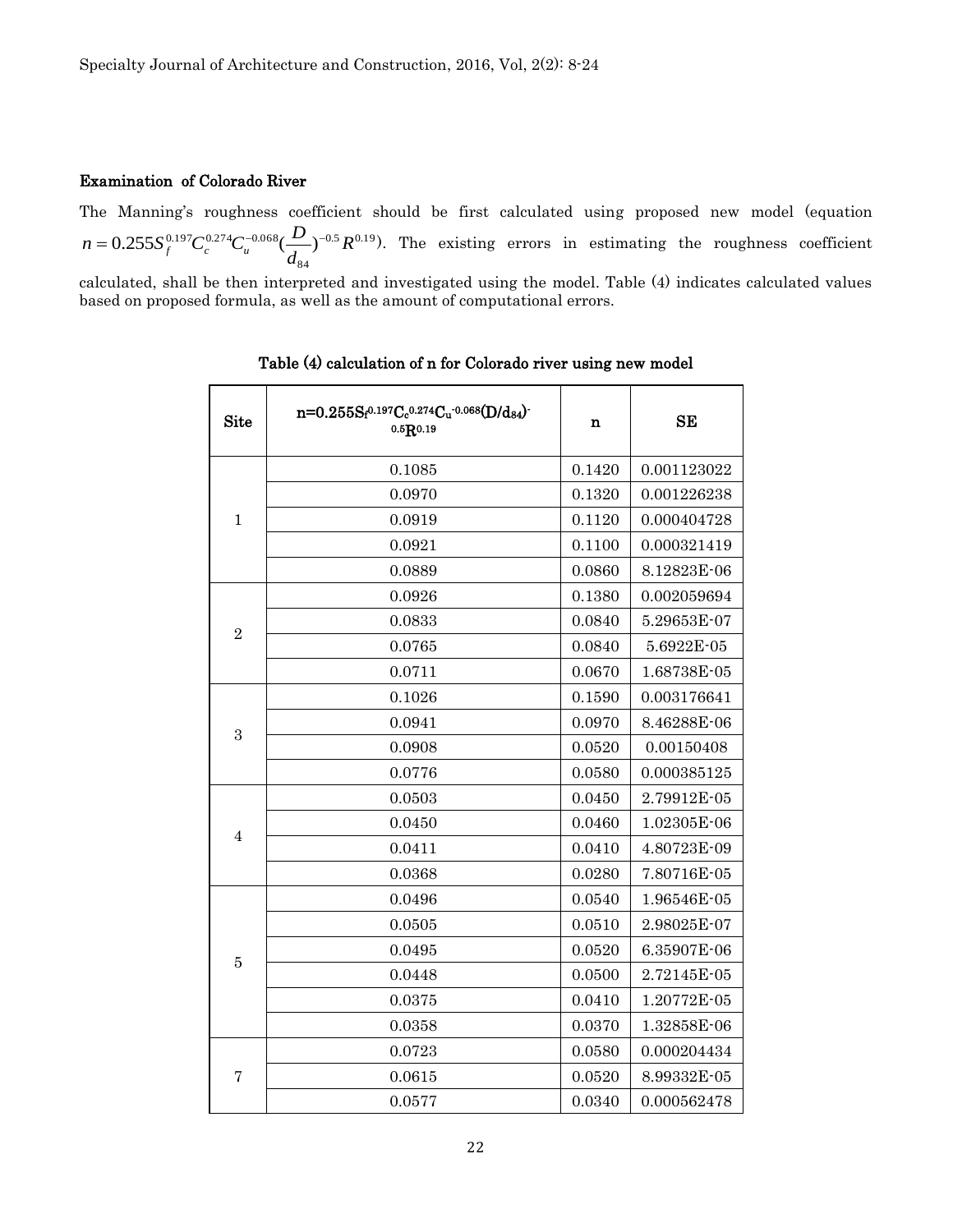### Examination of Colorado River

The Manning's roughness coefficient should be first calculated using proposed new model (equation $n = 0.255S_f^{0.197}C_c^{0.274}C_u^{-0.068}(\frac{D}{d_{84}})^{-0.5}R^{0.19}$). The existing errors in estimating the roughness coefficient calculated, shall be then interpreted and investigated using the model. Table (4) indicates calculated values based on proposed formula, as well as the amount of computational errors.

**Table (4) calculation of n for Colorado river using new model**

| Site | $n=0.255S_f^{0.197}C_c^{0.274}C_u^{-0.068}(D/d_{84})^{-0.5}R^{0.19}$ | n | SE |
|---|---|---|---|
| 1 | 0.1085 | 0.1420 | 0.001123022 |
| | 0.0970 | 0.1320 | 0.001226238 |
| | 0.0919 | 0.1120 | 0.000404728 |
| | 0.0921 | 0.1100 | 0.000321419 |
| | 0.0889 | 0.0860 | 8.12823E-06 |
| 2 | 0.0926 | 0.1380 | 0.002059694 |
| | 0.0833 | 0.0840 | 5.29653E-07 |
| | 0.0765 | 0.0840 | 5.6922E-05 |
| | 0.0711 | 0.0670 | 1.68738E-05 |
| 3 | 0.1026 | 0.1590 | 0.003176641 |
| | 0.0941 | 0.0970 | 8.46288E-06 |
| | 0.0908 | 0.0520 | 0.00150408 |
| | 0.0776 | 0.0580 | 0.000385125 |
| 4 | 0.0503 | 0.0450 | 2.79912E-05 |
| | 0.0450 | 0.0460 | 1.02305E-06 |
| | 0.0411 | 0.0410 | 4.80723E-09 |
| | 0.0368 | 0.0280 | 7.80716E-05 |
| 5 | 0.0496 | 0.0540 | 1.96546E-05 |
| | 0.0505 | 0.0510 | 2.98025E-07 |
| | 0.0495 | 0.0520 | 6.35907E-06 |
| | 0.0448 | 0.0500 | 2.72145E-05 |
| | 0.0375 | 0.0410 | 1.20772E-05 |
| | 0.0358 | 0.0370 | 1.32858E-06 |
| 7 | 0.0723 | 0.0580 | 0.000204434 |
| | 0.0615 | 0.0520 | 8.99332E-05 |
| | 0.0577 | 0.0340 | 0.000562478 |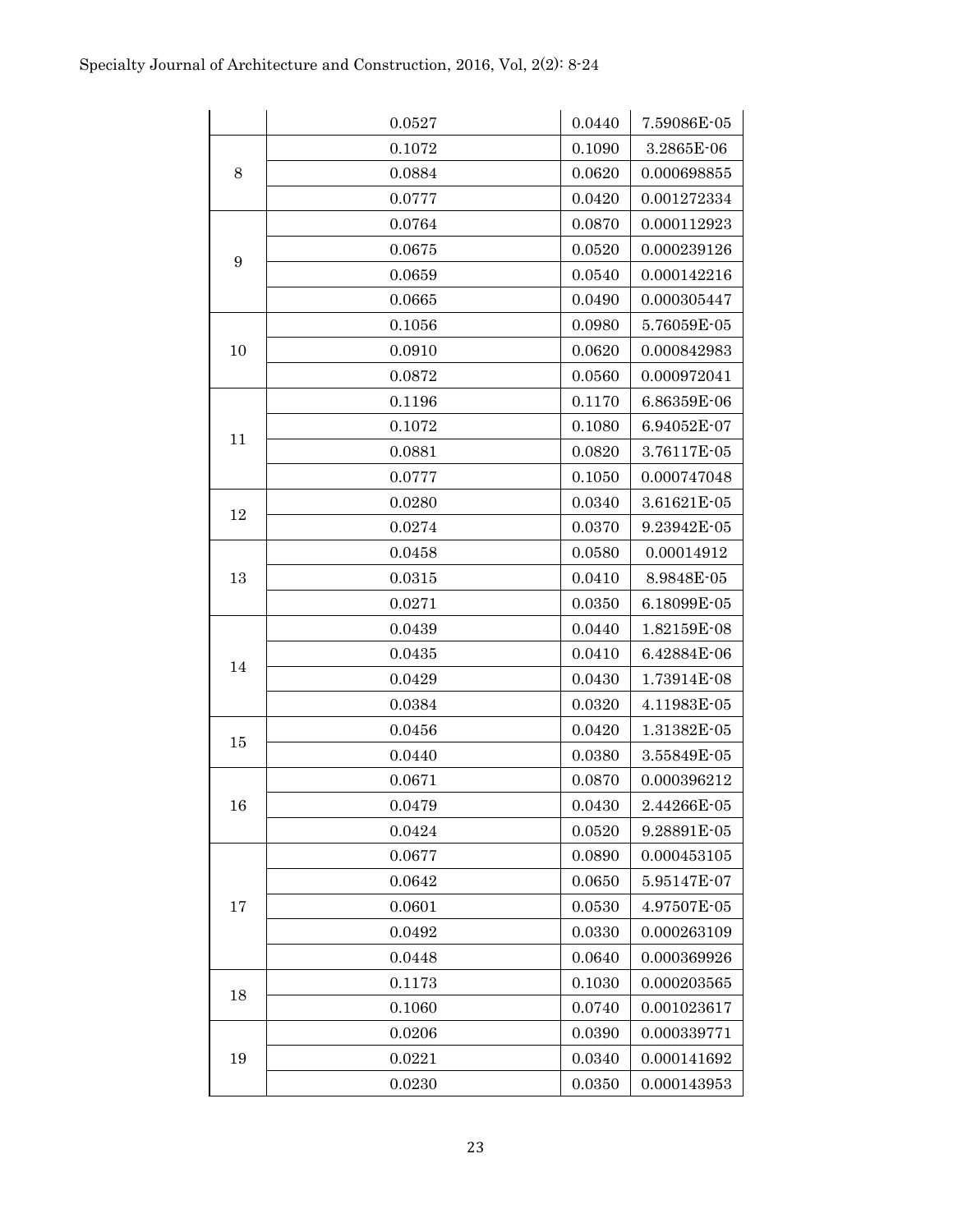| | | | |
|---|---|---|---|
| | 0.0527 | 0.0440 | 7.59086E-05 |
| 8 | 0.1072 | 0.1090 | 3.2865E-06 |
| | 0.0884 | 0.0620 | 0.000698855 |
| | 0.0777 | 0.0420 | 0.001272334 |
| 9 | 0.0764 | 0.0870 | 0.000112923 |
| | 0.0675 | 0.0520 | 0.000239126 |
| | 0.0659 | 0.0540 | 0.000142216 |
| | 0.0665 | 0.0490 | 0.000305447 |
| 10 | 0.1056 | 0.0980 | 5.76059E-05 |
| | 0.0910 | 0.0620 | 0.000842983 |
| | 0.0872 | 0.0560 | 0.000972041 |
| 11 | 0.1196 | 0.1170 | 6.86359E-06 |
| | 0.1072 | 0.1080 | 6.94052E-07 |
| | 0.0881 | 0.0820 | 3.76117E-05 |
| | 0.0777 | 0.1050 | 0.000747048 |
| 12 | 0.0280 | 0.0340 | 3.61621E-05 |
| | 0.0274 | 0.0370 | 9.23942E-05 |
| 13 | 0.0458 | 0.0580 | 0.00014912 |
| | 0.0315 | 0.0410 | 8.9848E-05 |
| | 0.0271 | 0.0350 | 6.18099E-05 |
| 14 | 0.0439 | 0.0440 | 1.82159E-08 |
| | 0.0435 | 0.0410 | 6.42884E-06 |
| | 0.0429 | 0.0430 | 1.73914E-08 |
| | 0.0384 | 0.0320 | 4.11983E-05 |
| 15 | 0.0456 | 0.0420 | 1.31382E-05 |
| | 0.0440 | 0.0380 | 3.55849E-05 |
| 16 | 0.0671 | 0.0870 | 0.000396212 |
| | 0.0479 | 0.0430 | 2.44266E-05 |
| | 0.0424 | 0.0520 | 9.28891E-05 |
| 17 | 0.0677 | 0.0890 | 0.000453105 |
| | 0.0642 | 0.0650 | 5.95147E-07 |
| | 0.0601 | 0.0530 | 4.97507E-05 |
| | 0.0492 | 0.0330 | 0.000263109 |
| | 0.0448 | 0.0640 | 0.000369926 |
| 18 | 0.1173 | 0.1030 | 0.000203565 |
| | 0.1060 | 0.0740 | 0.001023617 |
| 19 | 0.0206 | 0.0390 | 0.000339771 |
| | 0.0221 | 0.0340 | 0.000141692 |
| | 0.0230 | 0.0350 | 0.000143953 |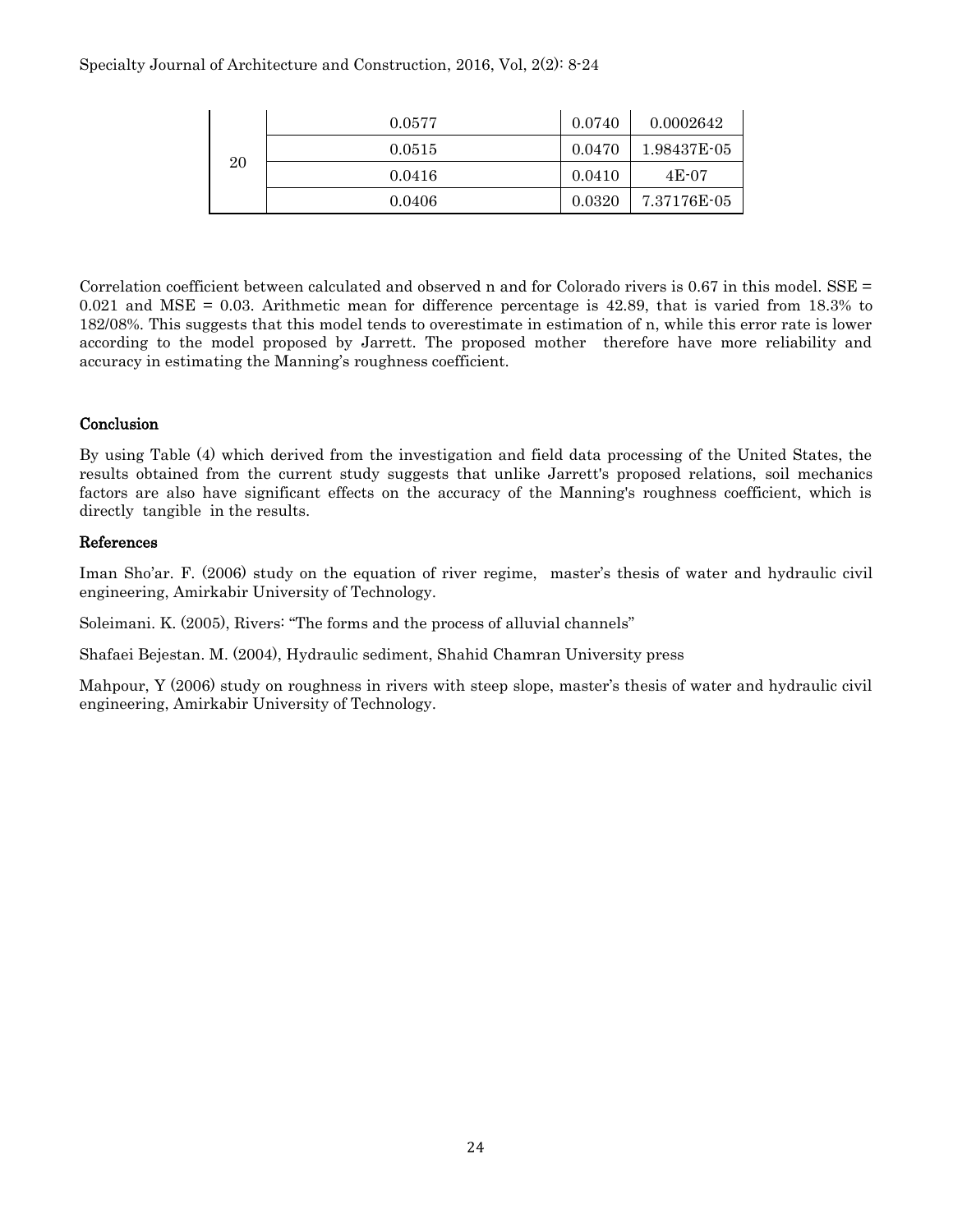| | | | |
|---|---|---|---|
| 20 | 0.0577 | 0.0740 | 0.0002642 |
| | 0.0515 | 0.0470 | 1.98437E-05 |
| | 0.0416 | 0.0410 | 4E-07 |
| | 0.0406 | 0.0320 | 7.37176E-05 |

Correlation coefficient between calculated and observed n and for Colorado rivers is 0.67 in this model. SSE = 0.021 and MSE = 0.03. Arithmetic mean for difference percentage is 42.89, that is varied from 18.3% to 182/08%. This suggests that this model tends to overestimate in estimation of n, while this error rate is lower according to the model proposed by Jarrett. The proposed mother therefore have more reliability and accuracy in estimating the Manning's roughness coefficient.

## Conclusion

By using Table (4) which derived from the investigation and field data processing of the United States, the results obtained from the current study suggests that unlike Jarrett's proposed relations, soil mechanics factors are also have significant effects on the accuracy of the Manning's roughness coefficient, which is directly tangible in the results.

## References

Iman Sho'ar. F. (2006) study on the equation of river regime, master's thesis of water and hydraulic civil engineering, Amirkabir University of Technology.

Soleimani. K. (2005), Rivers: "The forms and the process of alluvial channels"

Shafaei Bejestan. M. (2004), Hydraulic sediment, Shahid Chamran University press

Mahpour, Y (2006) study on roughness in rivers with steep slope, master's thesis of water and hydraulic civil engineering, Amirkabir University of Technology.